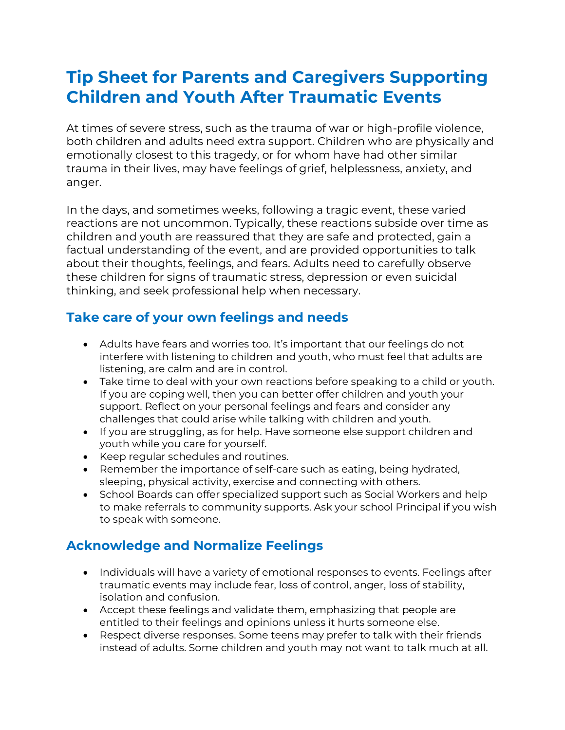# Tip Sheet for Parents and Caregivers Supporting Children and Youth After Traumatic Events

At times of severe stress, such as the trauma of war or high-profile violence, both children and adults need extra support. Children who are physically and emotionally closest to this tragedy, or for whom have had other similar trauma in their lives, may have feelings of grief, helplessness, anxiety, and anger.

In the days, and sometimes weeks, following a tragic event, these varied reactions are not uncommon. Typically, these reactions subside over time as children and youth are reassured that they are safe and protected, gain a factual understanding of the event, and are provided opportunities to talk about their thoughts, feelings, and fears. Adults need to carefully observe these children for signs of traumatic stress, depression or even suicidal thinking, and seek professional help when necessary.

## Take care of your own feelings and needs

- Adults have fears and worries too. It's important that our feelings do not interfere with listening to children and youth, who must feel that adults are listening, are calm and are in control.
- Take time to deal with your own reactions before speaking to a child or youth. If you are coping well, then you can better offer children and youth your support. Reflect on your personal feelings and fears and consider any challenges that could arise while talking with children and youth.
- If you are struggling, as for help. Have someone else support children and youth while you care for yourself.
- Keep regular schedules and routines.
- Remember the importance of self-care such as eating, being hydrated, sleeping, physical activity, exercise and connecting with others.
- School Boards can offer specialized support such as Social Workers and help to make referrals to community supports. Ask your school Principal if you wish to speak with someone.

## Acknowledge and Normalize Feelings

- Individuals will have a variety of emotional responses to events. Feelings after traumatic events may include fear, loss of control, anger, loss of stability, isolation and confusion.
- Accept these feelings and validate them, emphasizing that people are entitled to their feelings and opinions unless it hurts someone else.
- Respect diverse responses. Some teens may prefer to talk with their friends instead of adults. Some children and youth may not want to talk much at all.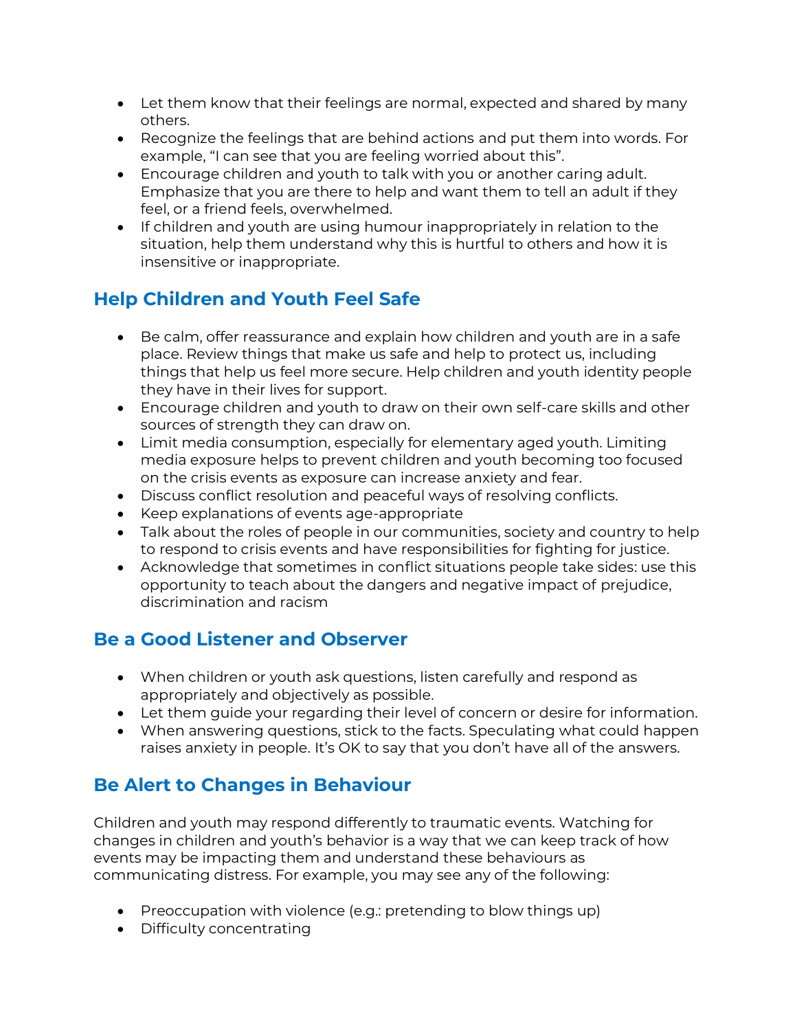- Let them know that their feelings are normal, expected and shared by many others.
- Recognize the feelings that are behind actions and put them into words. For example, "I can see that you are feeling worried about this".
- Encourage children and youth to talk with you or another caring adult. Emphasize that you are there to help and want them to tell an adult if they feel, or a friend feels, overwhelmed.
- If children and youth are using humour inappropriately in relation to the situation, help them understand why this is hurtful to others and how it is insensitive or inappropriate.

## Help Children and Youth Feel Safe

- Be calm, offer reassurance and explain how children and youth are in a safe place. Review things that make us safe and help to protect us, including things that help us feel more secure. Help children and youth identity people they have in their lives for support.
- Encourage children and youth to draw on their own self-care skills and other sources of strength they can draw on.
- Limit media consumption, especially for elementary aged youth. Limiting media exposure helps to prevent children and youth becoming too focused on the crisis events as exposure can increase anxiety and fear.
- Discuss conflict resolution and peaceful ways of resolving conflicts.
- Keep explanations of events age-appropriate
- Talk about the roles of people in our communities, society and country to help to respond to crisis events and have responsibilities for fighting for justice.
- Acknowledge that sometimes in conflict situations people take sides: use this opportunity to teach about the dangers and negative impact of prejudice, discrimination and racism

## Be a Good Listener and Observer

- When children or youth ask questions, listen carefully and respond as appropriately and objectively as possible.
- Let them guide your regarding their level of concern or desire for information.
- When answering questions, stick to the facts. Speculating what could happen raises anxiety in people. It's OK to say that you don't have all of the answers.

## Be Alert to Changes in Behaviour

Children and youth may respond differently to traumatic events. Watching for changes in children and youth's behavior is a way that we can keep track of how events may be impacting them and understand these behaviours as communicating distress. For example, you may see any of the following:

- Preoccupation with violence (e.g.: pretending to blow things up)
- Difficulty concentrating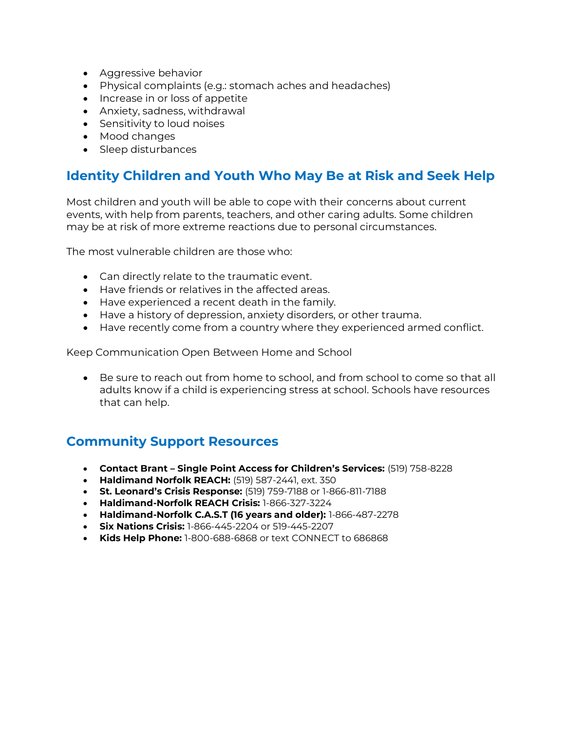- Aggressive behavior
- Physical complaints (e.g.: stomach aches and headaches)
- Increase in or loss of appetite
- Anxiety, sadness, withdrawal
- Sensitivity to loud noises
- Mood changes
- Sleep disturbances

## Identity Children and Youth Who May Be at Risk and Seek Help

Most children and youth will be able to cope with their concerns about current events, with help from parents, teachers, and other caring adults. Some children may be at risk of more extreme reactions due to personal circumstances.

The most vulnerable children are those who:

- Can directly relate to the traumatic event.
- Have friends or relatives in the affected areas.
- Have experienced a recent death in the family.
- Have a history of depression, anxiety disorders, or other trauma.
- Have recently come from a country where they experienced armed conflict.

Keep Communication Open Between Home and School

- Be sure to reach out from home to school, and from school to come so that all adults know if a child is experiencing stress at school. Schools have resources that can help.

## Community Support Resources

- **Contact Brant – Single Point Access for Children's Services:** (519) 758-8228
- **Haldimand Norfolk REACH:** (519) 587-2441, ext. 350
- **St. Leonard's Crisis Response:** (519) 759-7188 or 1-866-811-7188
- **Haldimand-Norfolk REACH Crisis:** 1-866-327-3224
- **Haldimand-Norfolk C.A.S.T (16 years and older):** 1-866-487-2278
- **Six Nations Crisis:** 1-866-445-2204 or 519-445-2207
- **Kids Help Phone:** 1-800-688-6868 or text CONNECT to 686868